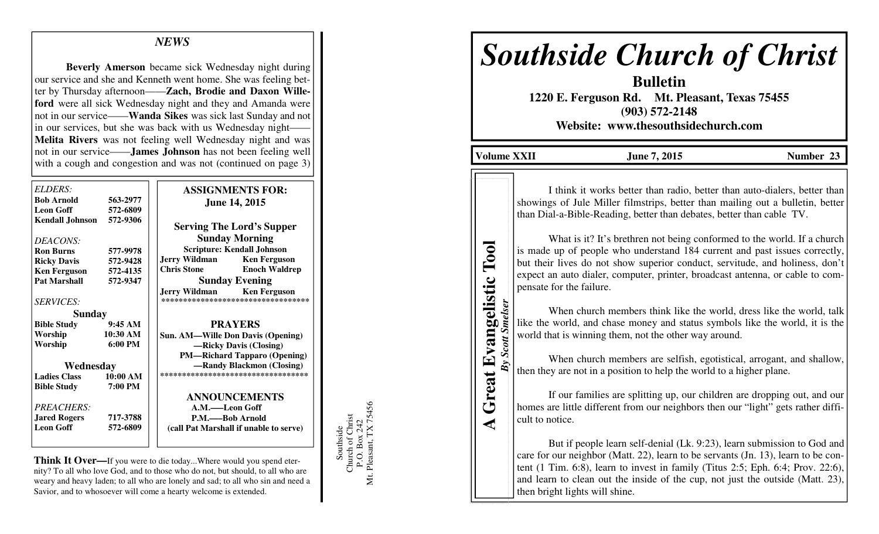# Southside Church of Christ

**Bulletin**

**1220 E. Ferguson Rd. Mt. Pleasant, Texas 75455**

**(903) 572-2148**

**Website: www.thesouthsidechurch.com**

**Volume XXII** | **June 7, 2015** | **Number 23**

## A Great Evangelistic Tool

***By Scott Smelser***

I think it works better than radio, better than auto-dialers, better than showings of Jule Miller filmstrips, better than mailing out a bulletin, better than Dial-a-Bible-Reading, better than debates, better than cable TV.

What is it? It's brethren not being conformed to the world. If a church is made up of people who understand 184 current and past issues correctly, but their lives do not show superior conduct, servitude, and holiness, don't expect an auto dialer, computer, printer, broadcast antenna, or cable to compensate for the failure.

When church members think like the world, dress like the world, talk like the world, and chase money and status symbols like the world, it is the world that is winning them, not the other way around.

When church members are selfish, egotistical, arrogant, and shallow, then they are not in a position to help the world to a higher plane.

If our families are splitting up, our children are dropping out, and our homes are little different from our neighbors then our "light" gets rather difficult to notice.

But if people learn self-denial (Lk. 9:23), learn submission to God and care for our neighbor (Matt. 22), learn to be servants (Jn. 13), learn to be content (1 Tim. 6:8), learn to invest in family (Titus 2:5; Eph. 6:4; Prov. 22:6), and learn to clean out the inside of the cup, not just the outside (Matt. 23), then bright lights will shine.

## NEWS

**Beverly Amerson** became sick Wednesday night during our service and she and Kenneth went home. She was feeling better by Thursday afternoon——**Zach, Brodie and Daxon Willeford** were all sick Wednesday night and they and Amanda were not in our service——**Wanda Sikes** was sick last Sunday and not in our services, but she was back with us Wednesday night——**Melita Rivers** was not feeling well Wednesday night and was not in our service——**James Johnson** has not been feeling well with a cough and congestion and was not (continued on page 3)

*ELDERS:*

| | |
|---|---|
| **Bob Arnold** | **563-2977** |
| **Leon Goff** | **572-6809** |
| **Kendall Johnson** | **572-9306** |

*DEACONS:*

| | |
|---|---|
| **Ron Burns** | **577-9978** |
| **Ricky Davis** | **572-9428** |
| **Ken Ferguson** | **572-4135** |
| **Pat Marshall** | **572-9347** |

*SERVICES:*

**Sunday**

| | |
|---|---|
| **Bible Study** | **9:45 AM** |
| **Worship** | **10:30 AM** |
| **Worship** | **6:00 PM** |

**Wednesday**

| | |
|---|---|
| **Ladies Class** | **10:00 AM** |
| **Bible Study** | **7:00 PM** |

*PREACHERS:*

| | |
|---|---|
| **Jared Rogers** | **717-3788** |
| **Leon Goff** | **572-6809** |

### ASSIGNMENTS FOR: June 14, 2015

**Serving The Lord's Supper**

**Sunday Morning**

**Scripture: Kendall Johnson**

| | |
|---|---|
| **Jerry Wildman** | **Ken Ferguson** |
| **Chris Stone** | **Enoch Waldrep** |

**Sunday Evening**

| | |
|---|---|
| **Jerry Wildman** | **Ken Ferguson** |

**********************************

### PRAYERS

**Sun. AM—Wille Don Davis (Opening)**
**—Ricky Davis (Closing)**
**PM—Richard Tapparo (Opening)**
**—Randy Blackmon (Closing)**

**********************************

### ANNOUNCEMENTS

**A.M.—–Leon Goff**
**P.M.—–Bob Arnold**
**(call Pat Marshall if unable to serve)**

**Think It Over—**If you were to die today...Where would you spend eternity? To all who love God, and to those who do not, but should, to all who are weary and heavy laden; to all who are lonely and sad; to all who sin and need a Savior, and to whosoever will come a hearty welcome is extended.

Southside
Church of Christ
P.O. Box 242
Mt. Pleasant, TX 75456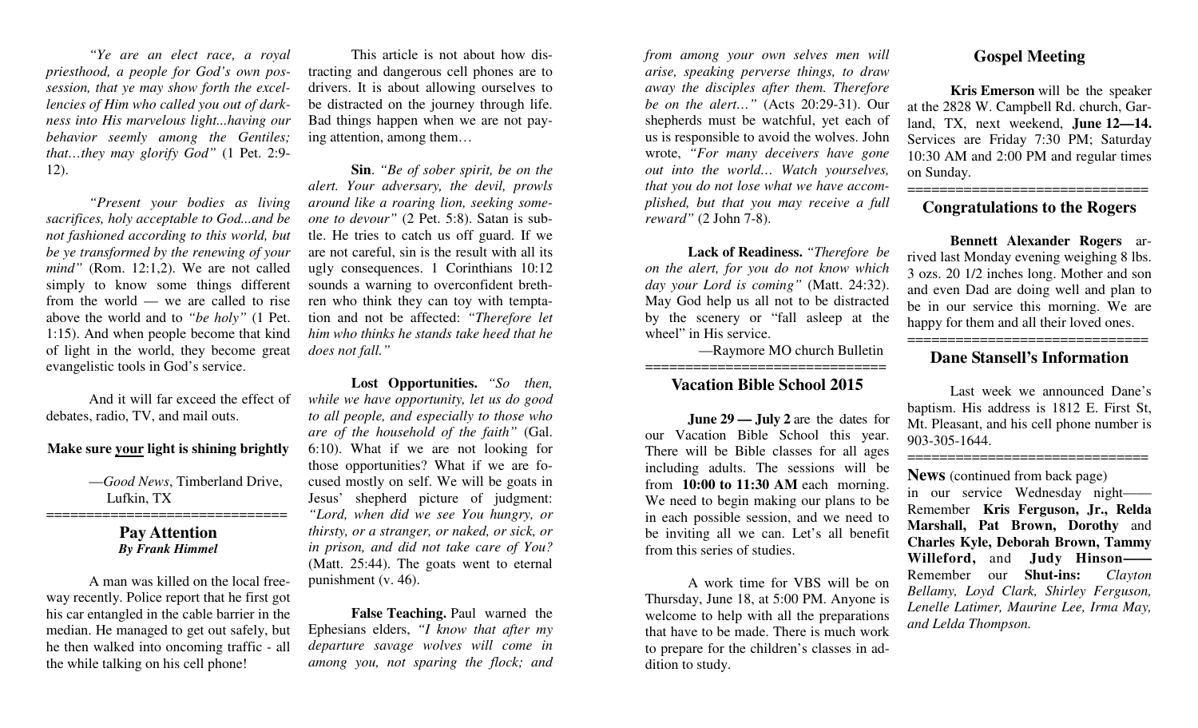*"Ye are an elect race, a royal priesthood, a people for God's own possession, that ye may show forth the excellencies of Him who called you out of darkness into His marvelous light...having our behavior seemly among the Gentiles; that…they may glorify God"* (1 Pet. 2:9-12).

*"Present your bodies as living sacrifices, holy acceptable to God...and be not fashioned according to this world, but be ye transformed by the renewing of your mind"* (Rom. 12:1,2). We are not called simply to know some things different from the world — we are called to rise above the world and to *"be holy"* (1 Pet. 1:15). And when people become that kind of light in the world, they become great evangelistic tools in God's service.

And it will far exceed the effect of debates, radio, TV, and mail outs.

**Make sure your light is shining brightly**

—*Good News*, Timberland Drive, Lufkin, TX

==============================

## Pay Attention

***By Frank Himmel***

A man was killed on the local freeway recently. Police report that he first got his car entangled in the cable barrier in the median. He managed to get out safely, but he then walked into oncoming traffic - all the while talking on his cell phone!

This article is not about how distracting and dangerous cell phones are to drivers. It is about allowing ourselves to be distracted on the journey through life. Bad things happen when we are not paying attention, among them…

**Sin**. *"Be of sober spirit, be on the alert. Your adversary, the devil, prowls around like a roaring lion, seeking someone to devour"* (2 Pet. 5:8). Satan is subtle. He tries to catch us off guard. If we are not careful, sin is the result with all its ugly consequences. 1 Corinthians 10:12 sounds a warning to overconfident brethren who think they can toy with temptation and not be affected: *"Therefore let him who thinks he stands take heed that he does not fall."*

**Lost Opportunities.** *"So then, while we have opportunity, let us do good to all people, and especially to those who are of the household of the faith"* (Gal. 6:10). What if we are not looking for those opportunities? What if we are focused mostly on self. We will be goats in Jesus' shepherd picture of judgment: *"Lord, when did we see You hungry, or thirsty, or a stranger, or naked, or sick, or in prison, and did not take care of You?* (Matt. 25:44). The goats went to eternal punishment (v. 46).

**False Teaching.** Paul warned the Ephesians elders, *"I know that after my departure savage wolves will come in among you, not sparing the flock; and from among your own selves men will arise, speaking perverse things, to draw away the disciples after them. Therefore be on the alert…"* (Acts 20:29-31). Our shepherds must be watchful, yet each of us is responsible to avoid the wolves. John wrote, *"For many deceivers have gone out into the world… Watch yourselves, that you do not lose what we have accomplished, but that you may receive a full reward"* (2 John 7-8).

**Lack of Readiness.** *"Therefore be on the alert, for you do not know which day your Lord is coming"* (Matt. 24:32). May God help us all not to be distracted by the scenery or "fall asleep at the wheel" in His service.

—Raymore MO church Bulletin

==============================

## Vacation Bible School 2015

**June 29 — July 2** are the dates for our Vacation Bible School this year. There will be Bible classes for all ages including adults. The sessions will be from **10:00 to 11:30 AM** each morning. We need to begin making our plans to be in each possible session, and we need to be inviting all we can. Let's all benefit from this series of studies.

A work time for VBS will be on Thursday, June 18, at 5:00 PM. Anyone is welcome to help with all the preparations that have to be made. There is much work to prepare for the children's classes in addition to study.

## Gospel Meeting

**Kris Emerson** will be the speaker at the 2828 W. Campbell Rd. church, Garland, TX, next weekend, **June 12—14.** Services are Friday 7:30 PM; Saturday 10:30 AM and 2:00 PM and regular times on Sunday.

==============================

## Congratulations to the Rogers

**Bennett Alexander Rogers** arrived last Monday evening weighing 8 lbs. 3 ozs. 20 1/2 inches long. Mother and son and even Dad are doing well and plan to be in our service this morning. We are happy for them and all their loved ones.

==============================

## Dane Stansell's Information

Last week we announced Dane's baptism. His address is 1812 E. First St, Mt. Pleasant, and his cell phone number is 903-305-1644.

==============================

**News** (continued from back page)

in our service Wednesday night—— Remember **Kris Ferguson, Jr., Relda Marshall, Pat Brown, Dorothy** and **Charles Kyle, Deborah Brown, Tammy Willeford,** and **Judy Hinson——** Remember our **Shut-ins:** *Clayton Bellamy, Loyd Clark, Shirley Ferguson, Lenelle Latimer, Maurine Lee, Irma May, and Lelda Thompson.*